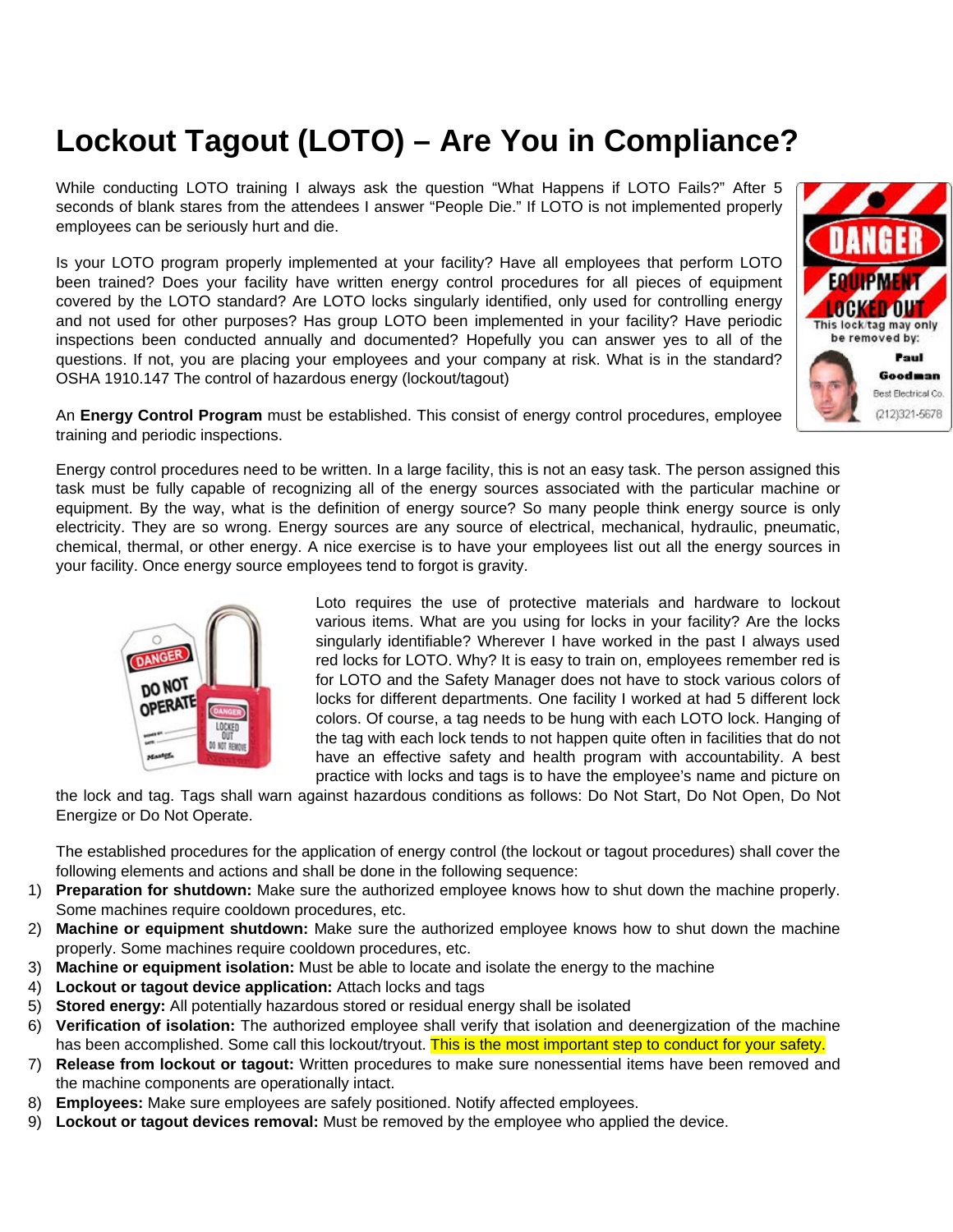# Lockout Tagout (LOTO) – Are You in Compliance?

While conducting LOTO training I always ask the question "What Happens if LOTO Fails?" After 5 seconds of blank stares from the attendees I answer "People Die." If LOTO is not implemented properly employees can be seriously hurt and die.

Is your LOTO program properly implemented at your facility? Have all employees that perform LOTO been trained? Does your facility have written energy control procedures for all pieces of equipment covered by the LOTO standard? Are LOTO locks singularly identified, only used for controlling energy and not used for other purposes? Has group LOTO been implemented in your facility? Have periodic inspections been conducted annually and documented? Hopefully you can answer yes to all of the questions. If not, you are placing your employees and your company at risk. What is in the standard? OSHA 1910.147 The control of hazardous energy (lockout/tagout)

An **Energy Control Program** must be established. This consist of energy control procedures, employee training and periodic inspections.

Energy control procedures need to be written. In a large facility, this is not an easy task. The person assigned this task must be fully capable of recognizing all of the energy sources associated with the particular machine or equipment. By the way, what is the definition of energy source? So many people think energy source is only electricity. They are so wrong. Energy sources are any source of electrical, mechanical, hydraulic, pneumatic, chemical, thermal, or other energy. A nice exercise is to have your employees list out all the energy sources in your facility. Once energy source employees tend to forgot is gravity.

Loto requires the use of protective materials and hardware to lockout various items. What are you using for locks in your facility? Are the locks singularly identifiable? Wherever I have worked in the past I always used red locks for LOTO. Why? It is easy to train on, employees remember red is for LOTO and the Safety Manager does not have to stock various colors of locks for different departments. One facility I worked at had 5 different lock colors. Of course, a tag needs to be hung with each LOTO lock. Hanging of the tag with each lock tends to not happen quite often in facilities that do not have an effective safety and health program with accountability. A best practice with locks and tags is to have the employee's name and picture on the lock and tag. Tags shall warn against hazardous conditions as follows: Do Not Start, Do Not Open, Do Not Energize or Do Not Operate.

The established procedures for the application of energy control (the lockout or tagout procedures) shall cover the following elements and actions and shall be done in the following sequence:

1) **Preparation for shutdown:** Make sure the authorized employee knows how to shut down the machine properly. Some machines require cooldown procedures, etc.
2) **Machine or equipment shutdown:** Make sure the authorized employee knows how to shut down the machine properly. Some machines require cooldown procedures, etc.
3) **Machine or equipment isolation:** Must be able to locate and isolate the energy to the machine
4) **Lockout or tagout device application:** Attach locks and tags
5) **Stored energy:** All potentially hazardous stored or residual energy shall be isolated
6) **Verification of isolation:** The authorized employee shall verify that isolation and deenergization of the machine has been accomplished. Some call this lockout/tryout. This is the most important step to conduct for your safety.
7) **Release from lockout or tagout:** Written procedures to make sure nonessential items have been removed and the machine components are operationally intact.
8) **Employees:** Make sure employees are safely positioned. Notify affected employees.
9) **Lockout or tagout devices removal:** Must be removed by the employee who applied the device.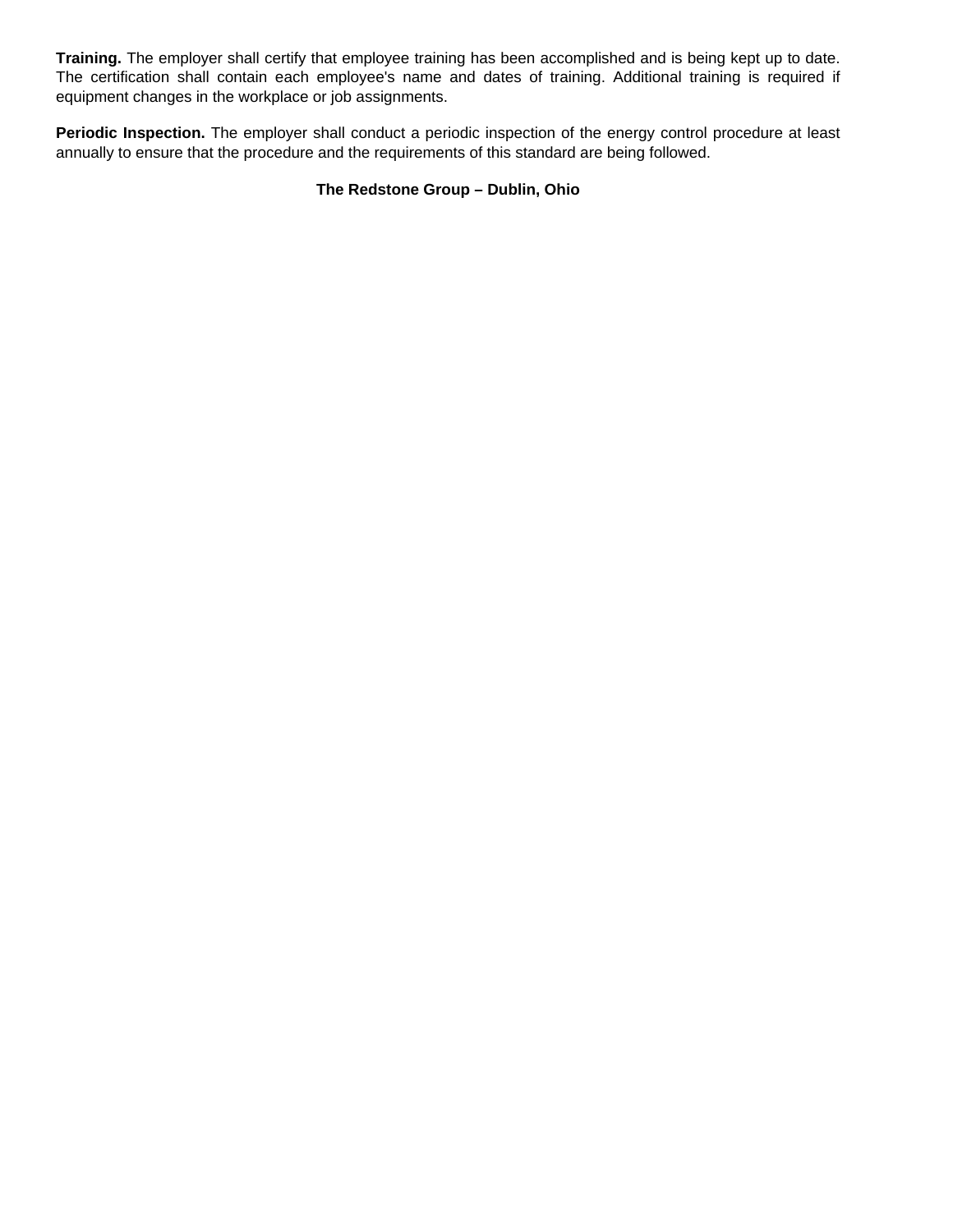**Training.** The employer shall certify that employee training has been accomplished and is being kept up to date. The certification shall contain each employee's name and dates of training. Additional training is required if equipment changes in the workplace or job assignments.

**Periodic Inspection.** The employer shall conduct a periodic inspection of the energy control procedure at least annually to ensure that the procedure and the requirements of this standard are being followed.

**The Redstone Group – Dublin, Ohio**